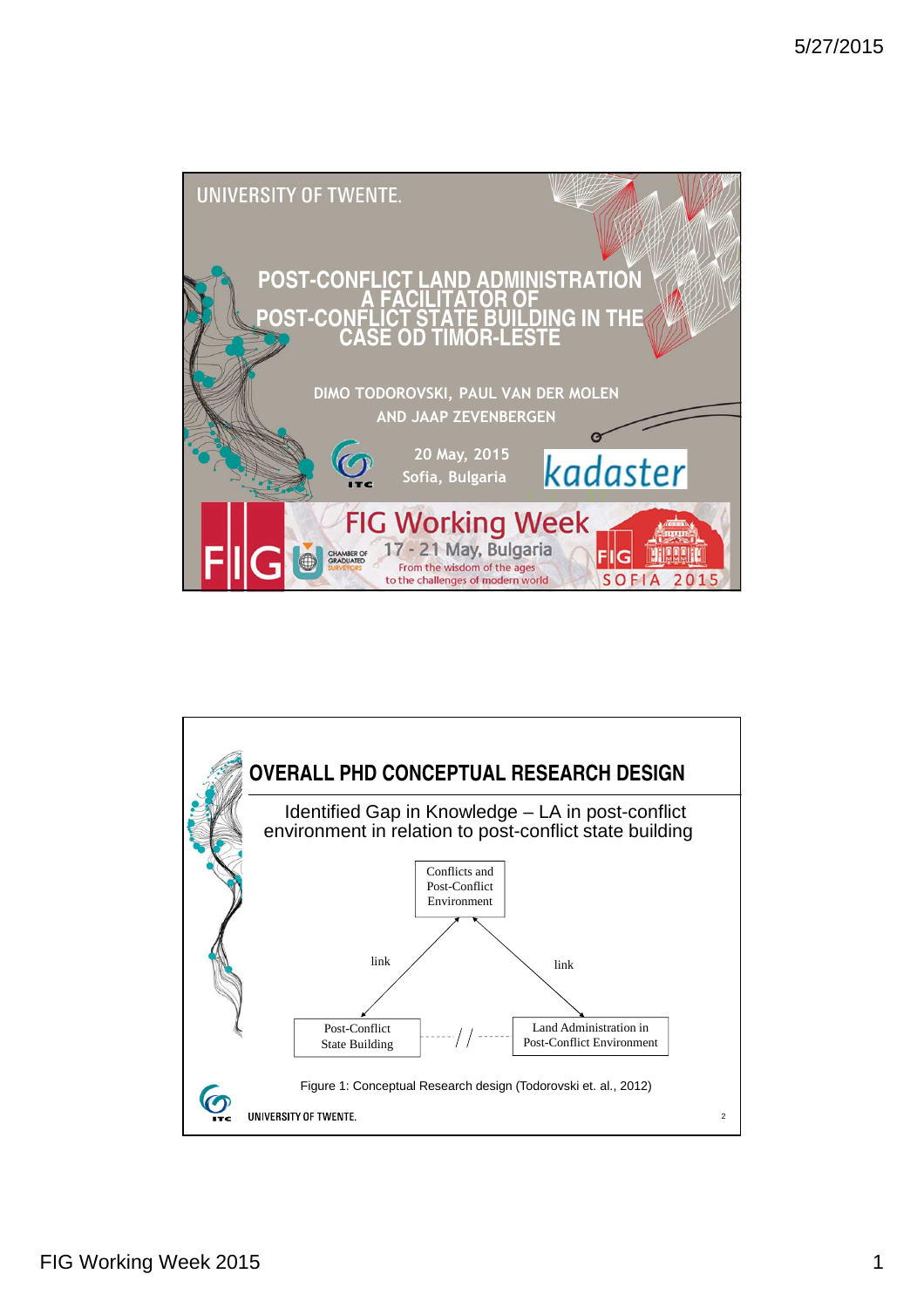UNIVERSITY OF TWENTE.

# POST-CONFLICT LAND ADMINISTRATION A FACILITATOR OF POST-CONFLICT STATE BUILDING IN THE CASE OD TIMOR-LESTE

DIMO TODOROVSKI, PAUL VAN DER MOLEN AND JAAP ZEVENBERGEN

20 May, 2015
Sofia, Bulgaria

kadaster

FIG Working Week
17 - 21 May, Bulgaria
From the wisdom of the ages to the challenges of modern world

FIG SOFIA 2015

## OVERALL PHD CONCEPTUAL RESEARCH DESIGN

Identified Gap in Knowledge – LA in post-conflict environment in relation to post-conflict state building

Conflicts and Post-Conflict Environment

link

link

Post-Conflict State Building

Land Administration in Post-Conflict Environment

Figure 1: Conceptual Research design (Todorovski et. al., 2012)

UNIVERSITY OF TWENTE.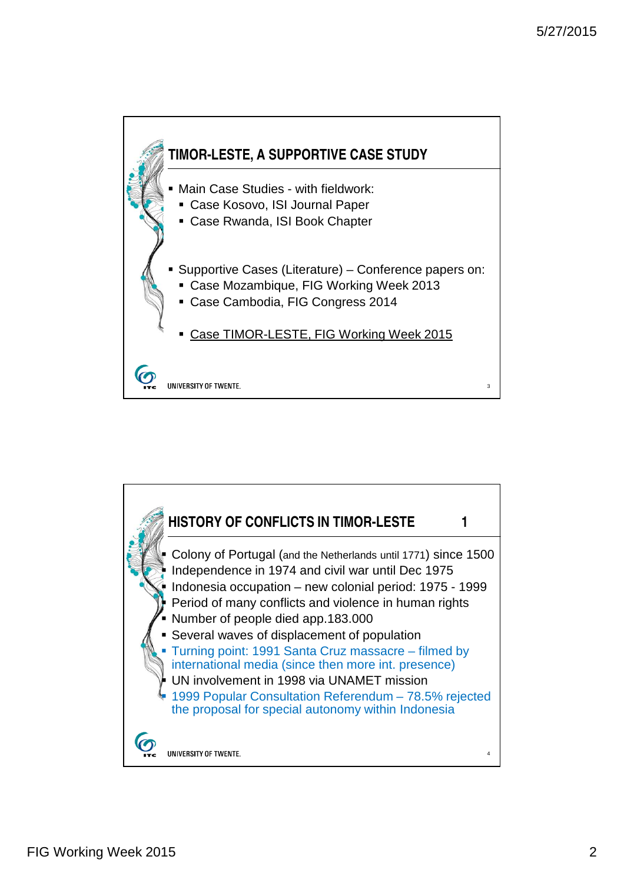## TIMOR-LESTE, A SUPPORTIVE CASE STUDY

- Main Case Studies - with fieldwork:
  - Case Kosovo, ISI Journal Paper
  - Case Rwanda, ISI Book Chapter
- Supportive Cases (Literature) – Conference papers on:
  - Case Mozambique, FIG Working Week 2013
  - Case Cambodia, FIG Congress 2014
  - Case TIMOR-LESTE, FIG Working Week 2015

UNIVERSITY OF TWENTE.

## HISTORY OF CONFLICTS IN TIMOR-LESTE 1

- Colony of Portugal (and the Netherlands until 1771) since 1500
- Independence in 1974 and civil war until Dec 1975
- Indonesia occupation – new colonial period: 1975 - 1999
- Period of many conflicts and violence in human rights
- Number of people died app.183.000
- Several waves of displacement of population
- Turning point: 1991 Santa Cruz massacre – filmed by international media (since then more int. presence)
- UN involvement in 1998 via UNAMET mission
- 1999 Popular Consultation Referendum – 78.5% rejected the proposal for special autonomy within Indonesia

UNIVERSITY OF TWENTE.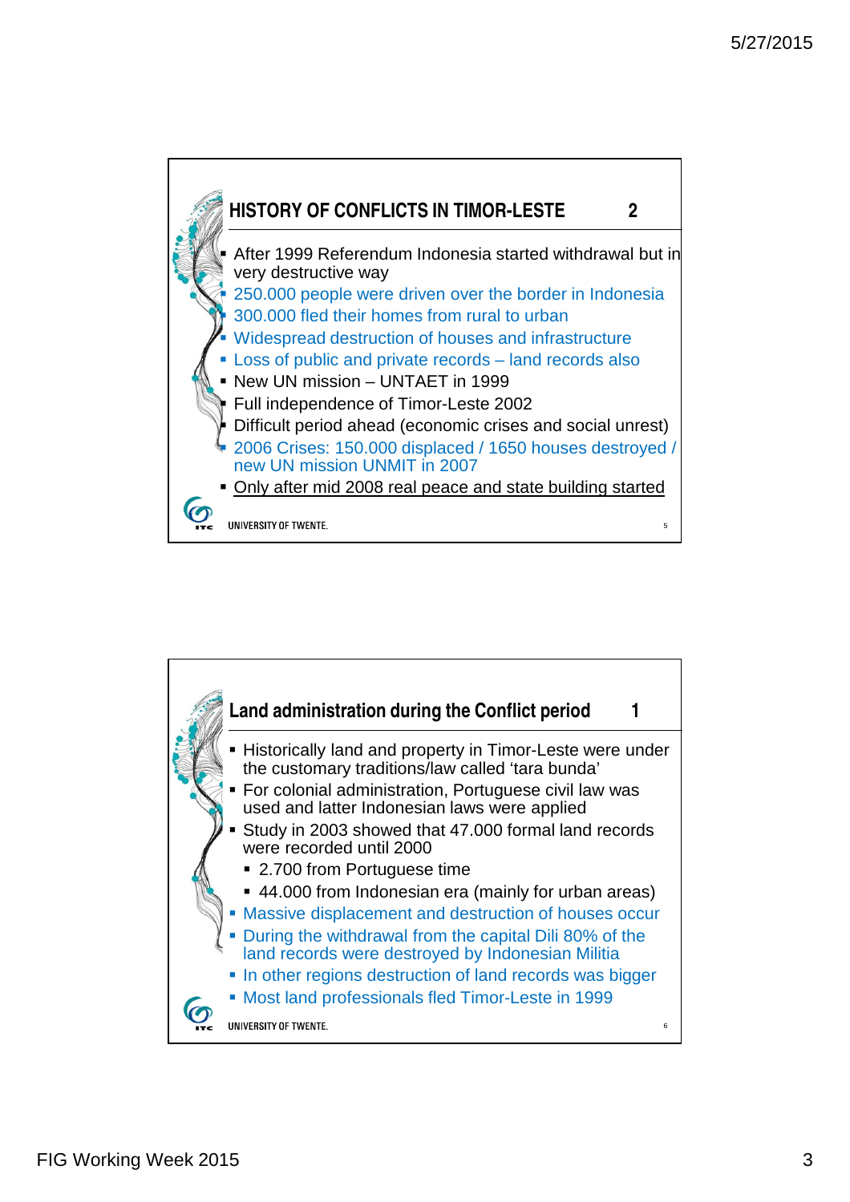## HISTORY OF CONFLICTS IN TIMOR-LESTE 2

- After 1999 Referendum Indonesia started withdrawal but in very destructive way
- 250.000 people were driven over the border in Indonesia
- 300.000 fled their homes from rural to urban
- Widespread destruction of houses and infrastructure
- Loss of public and private records – land records also
- New UN mission – UNTAET in 1999
- Full independence of Timor-Leste 2002
- Difficult period ahead (economic crises and social unrest)
- 2006 Crises: 150.000 displaced / 1650 houses destroyed / new UN mission UNMIT in 2007
- Only after mid 2008 real peace and state building started

UNIVERSITY OF TWENTE.

## Land administration during the Conflict period 1

- Historically land and property in Timor-Leste were under the customary traditions/law called 'tara bunda'
- For colonial administration, Portuguese civil law was used and latter Indonesian laws were applied
- Study in 2003 showed that 47.000 formal land records were recorded until 2000
  - 2.700 from Portuguese time
  - 44.000 from Indonesian era (mainly for urban areas)
- Massive displacement and destruction of houses occur
- During the withdrawal from the capital Dili 80% of the land records were destroyed by Indonesian Militia
- In other regions destruction of land records was bigger
- Most land professionals fled Timor-Leste in 1999

UNIVERSITY OF TWENTE.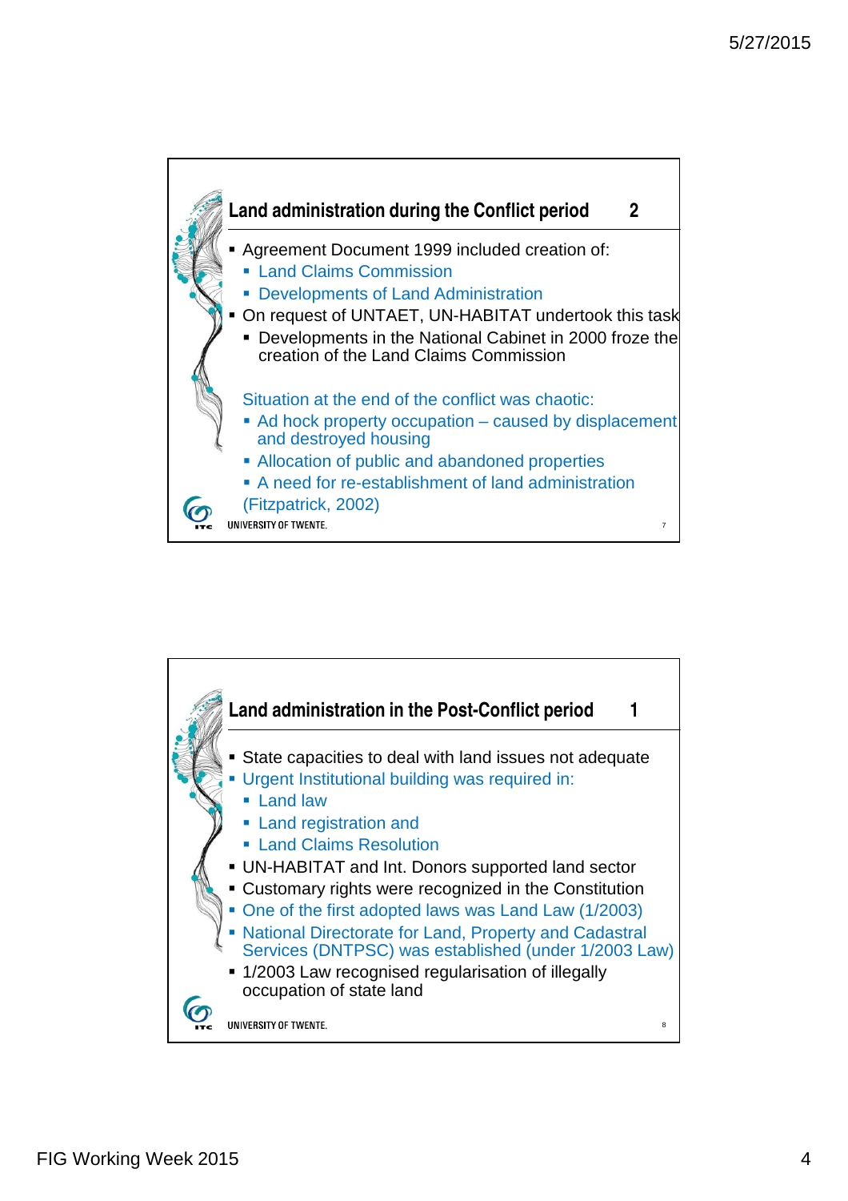## Land administration during the Conflict period 2

- Agreement Document 1999 included creation of:
  - Land Claims Commission
  - Developments of Land Administration
- On request of UNTAET, UN-HABITAT undertook this task
  - Developments in the National Cabinet in 2000 froze the creation of the Land Claims Commission

Situation at the end of the conflict was chaotic:

- Ad hock property occupation – caused by displacement and destroyed housing
- Allocation of public and abandoned properties
- A need for re-establishment of land administration

(Fitzpatrick, 2002)

UNIVERSITY OF TWENTE.

## Land administration in the Post-Conflict period 1

- State capacities to deal with land issues not adequate
- Urgent Institutional building was required in:
  - Land law
  - Land registration and
  - Land Claims Resolution
- UN-HABITAT and Int. Donors supported land sector
- Customary rights were recognized in the Constitution
- One of the first adopted laws was Land Law (1/2003)
- National Directorate for Land, Property and Cadastral Services (DNTPSC) was established (under 1/2003 Law)
- 1/2003 Law recognised regularisation of illegally occupation of state land

UNIVERSITY OF TWENTE.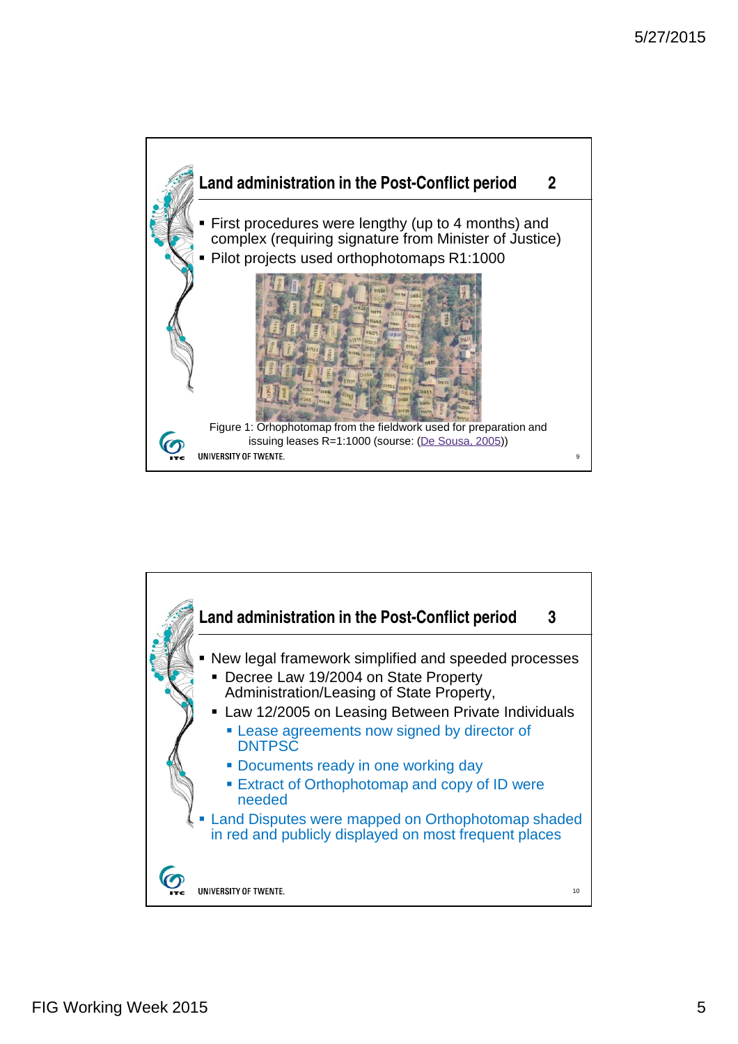## Land administration in the Post-Conflict period 2

- First procedures were lengthy (up to 4 months) and complex (requiring signature from Minister of Justice)
- Pilot projects used orthophotomaps R1:1000

Figure 1: Orhophotomap from the fieldwork used for preparation and issuing leases R=1:1000 (sourse: (De Sousa, 2005))

## Land administration in the Post-Conflict period 3

- New legal framework simplified and speeded processes
  - Decree Law 19/2004 on State Property Administration/Leasing of State Property,
  - Law 12/2005 on Leasing Between Private Individuals
    - Lease agreements now signed by director of DNTPSC
    - Documents ready in one working day
    - Extract of Orthophotomap and copy of ID were needed
- Land Disputes were mapped on Orthophotomap shaded in red and publicly displayed on most frequent places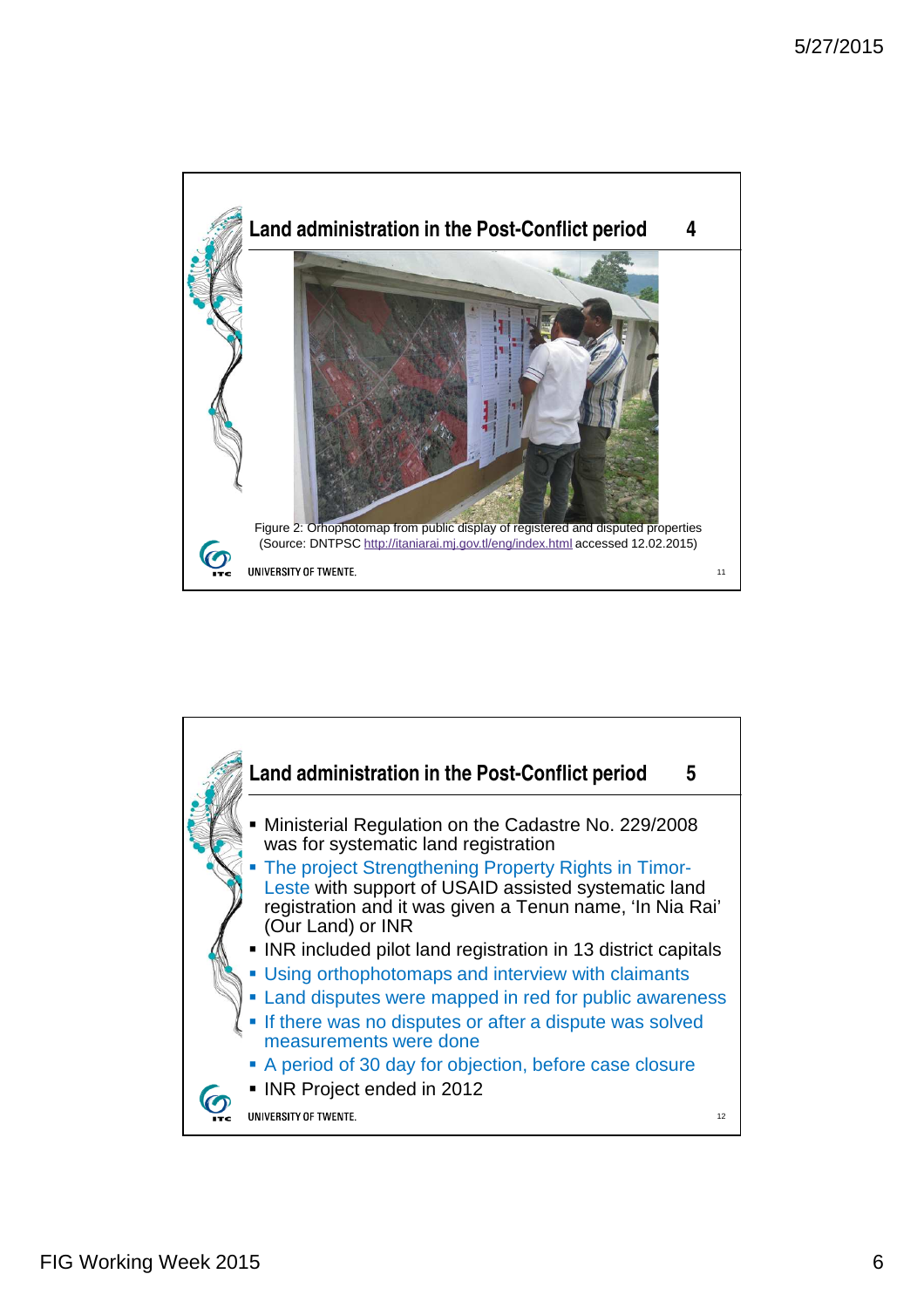## Land administration in the Post-Conflict period 4

Figure 2: Orhophotomap from public display of registered and disputed properties (Source: DNTPSC http://itaniarai.mj.gov.tl/eng/index.html accessed 12.02.2015)

## Land administration in the Post-Conflict period 5

- Ministerial Regulation on the Cadastre No. 229/2008 was for systematic land registration
- The project Strengthening Property Rights in Timor-Leste with support of USAID assisted systematic land registration and it was given a Tenun name, 'In Nia Rai' (Our Land) or INR
- INR included pilot land registration in 13 district capitals
- Using orthophotomaps and interview with claimants
- Land disputes were mapped in red for public awareness
- If there was no disputes or after a dispute was solved measurements were done
- A period of 30 day for objection, before case closure
- INR Project ended in 2012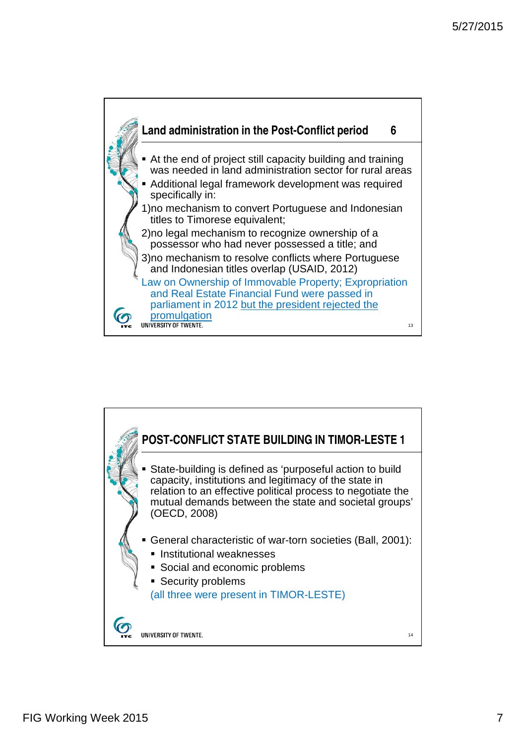## Land administration in the Post-Conflict period 6

- At the end of project still capacity building and training was needed in land administration sector for rural areas
- Additional legal framework development was required specifically in:

1) no mechanism to convert Portuguese and Indonesian titles to Timorese equivalent;
2) no legal mechanism to recognize ownership of a possessor who had never possessed a title; and
3) no mechanism to resolve conflicts where Portuguese and Indonesian titles overlap (USAID, 2012)

Law on Ownership of Immovable Property; Expropriation and Real Estate Financial Fund were passed in parliament in 2012 but the president rejected the promulgation

UNIVERSITY OF TWENTE.

## POST-CONFLICT STATE BUILDING IN TIMOR-LESTE 1

- State-building is defined as 'purposeful action to build capacity, institutions and legitimacy of the state in relation to an effective political process to negotiate the mutual demands between the state and societal groups' (OECD, 2008)

- General characteristic of war-torn societies (Ball, 2001):
  - Institutional weaknesses
  - Social and economic problems
  - Security problems

  (all three were present in TIMOR-LESTE)

UNIVERSITY OF TWENTE.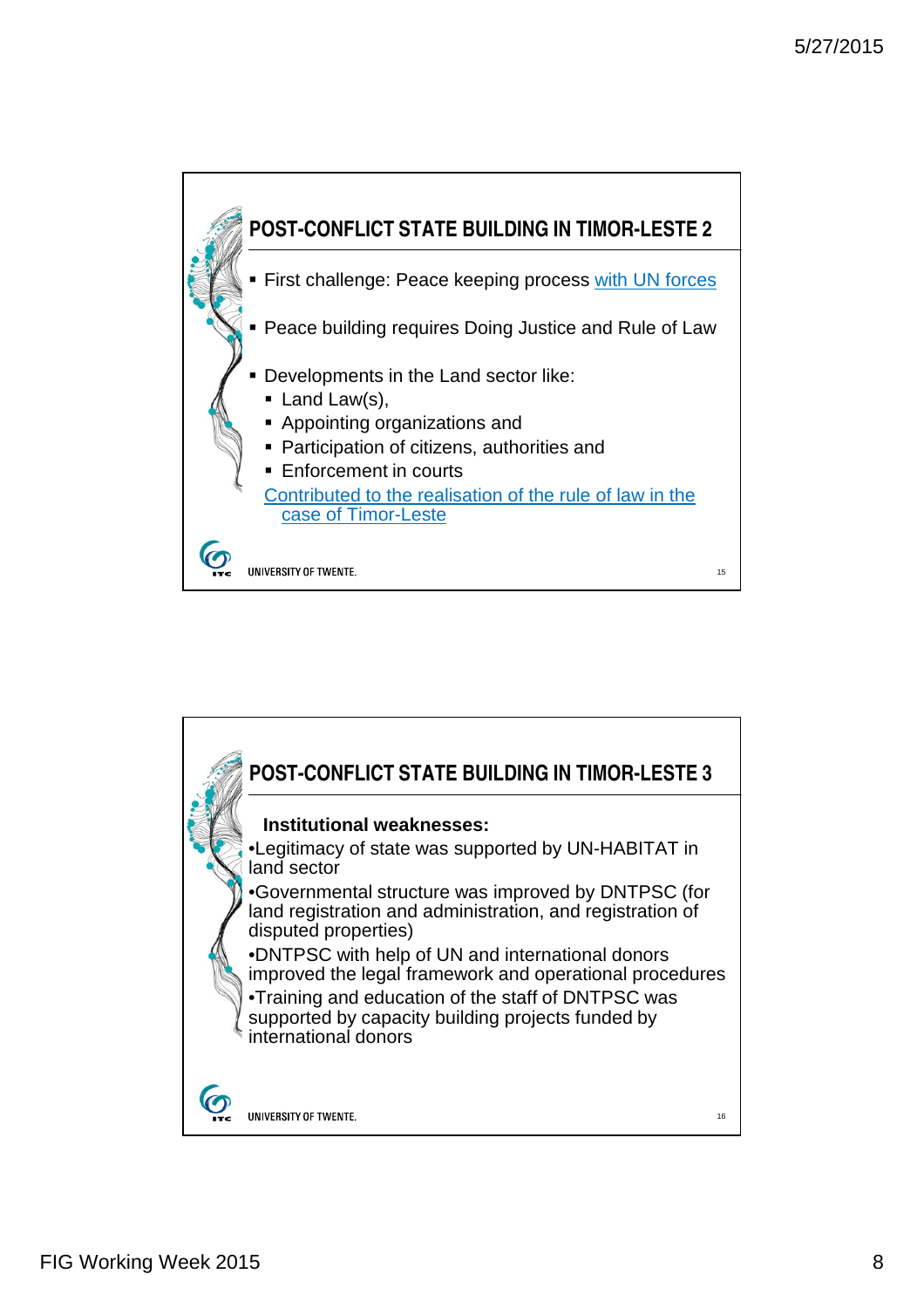## POST-CONFLICT STATE BUILDING IN TIMOR-LESTE 2

- First challenge: Peace keeping process with UN forces
- Peace building requires Doing Justice and Rule of Law
- Developments in the Land sector like:
  - Land Law(s),
  - Appointing organizations and
  - Participation of citizens, authorities and
  - Enforcement in courts

  Contributed to the realisation of the rule of law in the case of Timor-Leste

UNIVERSITY OF TWENTE.

## POST-CONFLICT STATE BUILDING IN TIMOR-LESTE 3

**Institutional weaknesses:**

- Legitimacy of state was supported by UN-HABITAT in land sector
- Governmental structure was improved by DNTPSC (for land registration and administration, and registration of disputed properties)
- DNTPSC with help of UN and international donors improved the legal framework and operational procedures
- Training and education of the staff of DNTPSC was supported by capacity building projects funded by international donors

UNIVERSITY OF TWENTE.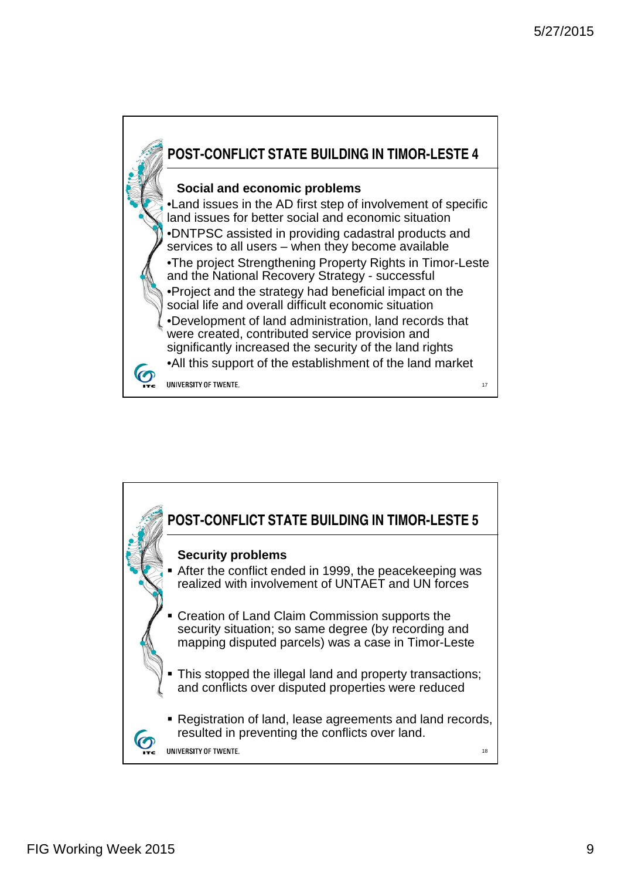## POST-CONFLICT STATE BUILDING IN TIMOR-LESTE 4

**Social and economic problems**

- Land issues in the AD first step of involvement of specific land issues for better social and economic situation
- DNTPSC assisted in providing cadastral products and services to all users – when they become available
- The project Strengthening Property Rights in Timor-Leste and the National Recovery Strategy - successful
- Project and the strategy had beneficial impact on the social life and overall difficult economic situation
- Development of land administration, land records that were created, contributed service provision and significantly increased the security of the land rights
- All this support of the establishment of the land market

## POST-CONFLICT STATE BUILDING IN TIMOR-LESTE 5

**Security problems**

- After the conflict ended in 1999, the peacekeeping was realized with involvement of UNTAET and UN forces
- Creation of Land Claim Commission supports the security situation; so same degree (by recording and mapping disputed parcels) was a case in Timor-Leste
- This stopped the illegal land and property transactions; and conflicts over disputed properties were reduced
- Registration of land, lease agreements and land records, resulted in preventing the conflicts over land.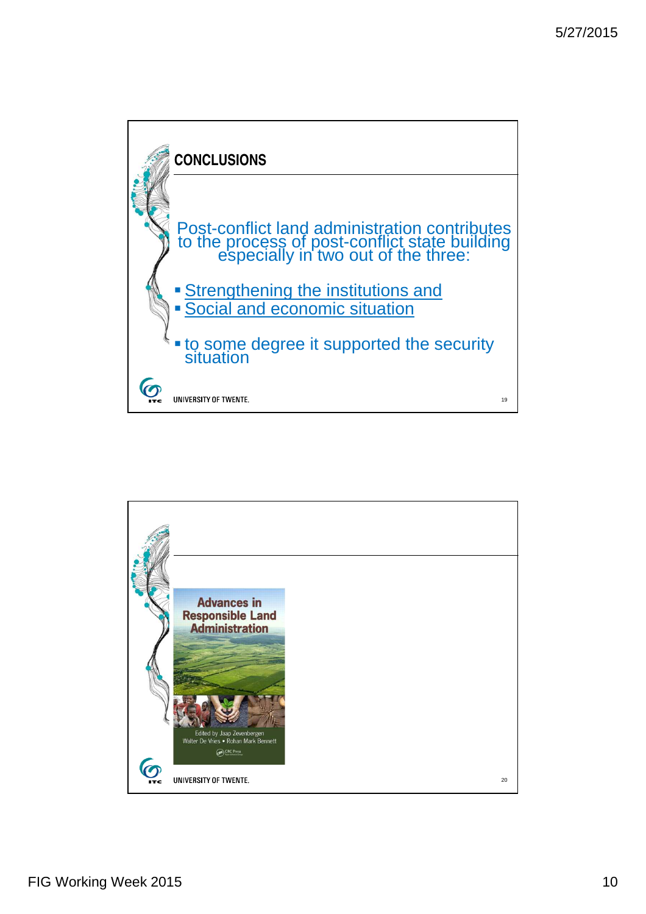## CONCLUSIONS

Post-conflict land administration contributes to the process of post-conflict state building especially in two out of the three:

- Strengthening the institutions and
- Social and economic situation

- to some degree it supported the security situation

UNIVERSITY OF TWENTE.

Advances in Responsible Land Administration

Edited by Jaap Zevenbergen
Walter De Vries • Rohan Mark Bennett

CRC Press

UNIVERSITY OF TWENTE.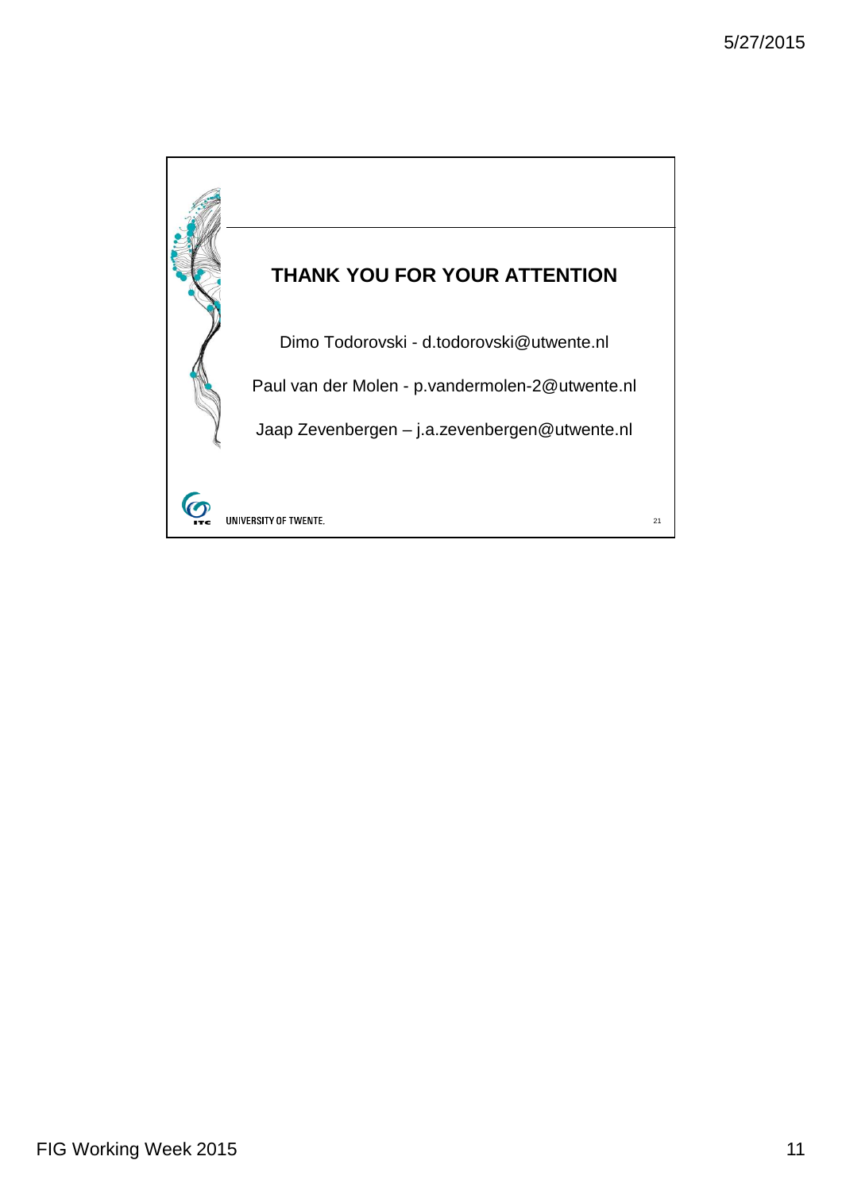## THANK YOU FOR YOUR ATTENTION

Dimo Todorovski - d.todorovski@utwente.nl

Paul van der Molen - p.vandermolen-2@utwente.nl

Jaap Zevenbergen – j.a.zevenbergen@utwente.nl

UNIVERSITY OF TWENTE.